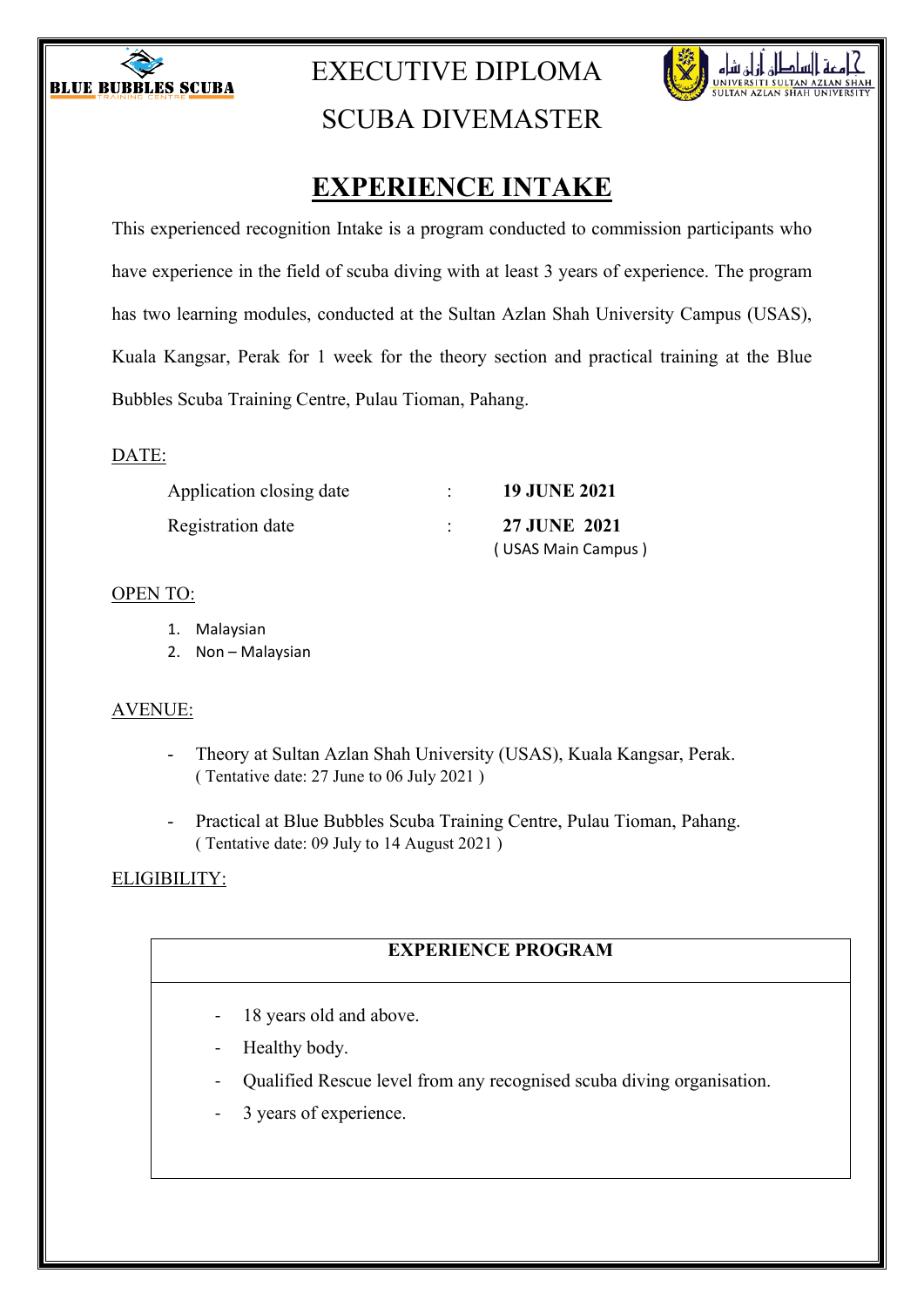BLUE BUBBLES SCUBA
TRAINING CENTRE

# EXECUTIVE DIPLOMA
# SCUBA DIVEMASTER

جامعة السلطان أزلن شاه
UNIVERSITI SULTAN AZLAN SHAH
SULTAN AZLAN SHAH UNIVERSITY

## EXPERIENCE INTAKE

This experienced recognition Intake is a program conducted to commission participants who have experience in the field of scuba diving with at least 3 years of experience. The program has two learning modules, conducted at the Sultan Azlan Shah University Campus (USAS), Kuala Kangsar, Perak for 1 week for the theory section and practical training at the Blue Bubbles Scuba Training Centre, Pulau Tioman, Pahang.

DATE:

| | | |
|---|---|---|
| Application closing date | : | **19 JUNE 2021** |
| Registration date | : | **27 JUNE 2021**<br>( USAS Main Campus ) |

OPEN TO:

1. Malaysian
2. Non – Malaysian

AVENUE:

- Theory at Sultan Azlan Shah University (USAS), Kuala Kangsar, Perak.
  ( Tentative date: 27 June to 06 July 2021 )
- Practical at Blue Bubbles Scuba Training Centre, Pulau Tioman, Pahang.
  ( Tentative date: 09 July to 14 August 2021 )

ELIGIBILITY:

| **EXPERIENCE PROGRAM** |
|---|
| - 18 years old and above.<br>- Healthy body.<br>- Qualified Rescue level from any recognised scuba diving organisation.<br>- 3 years of experience. |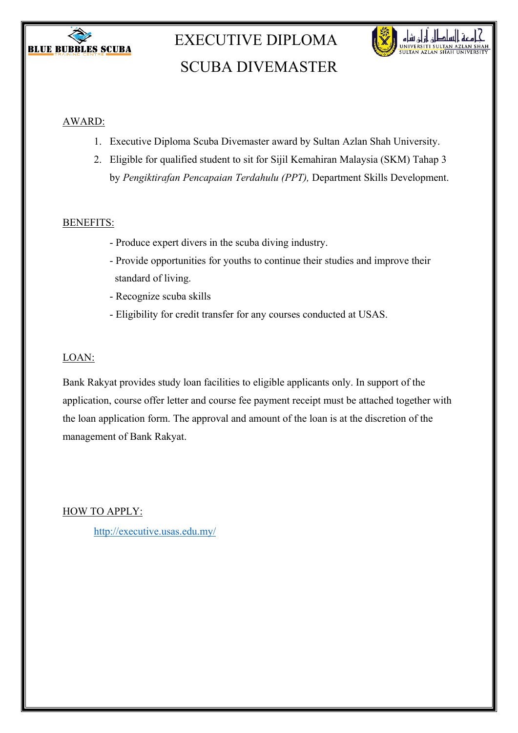# EXECUTIVE DIPLOMA SCUBA DIVEMASTER

## AWARD:

1. Executive Diploma Scuba Divemaster award by Sultan Azlan Shah University.
2. Eligible for qualified student to sit for Sijil Kemahiran Malaysia (SKM) Tahap 3 by *Pengiktirafan Pencapaian Terdahulu (PPT),* Department Skills Development.

## BENEFITS:

- Produce expert divers in the scuba diving industry.
- Provide opportunities for youths to continue their studies and improve their standard of living.
- Recognize scuba skills
- Eligibility for credit transfer for any courses conducted at USAS.

## LOAN:

Bank Rakyat provides study loan facilities to eligible applicants only. In support of the application, course offer letter and course fee payment receipt must be attached together with the loan application form. The approval and amount of the loan is at the discretion of the management of Bank Rakyat.

## HOW TO APPLY:

http://executive.usas.edu.my/